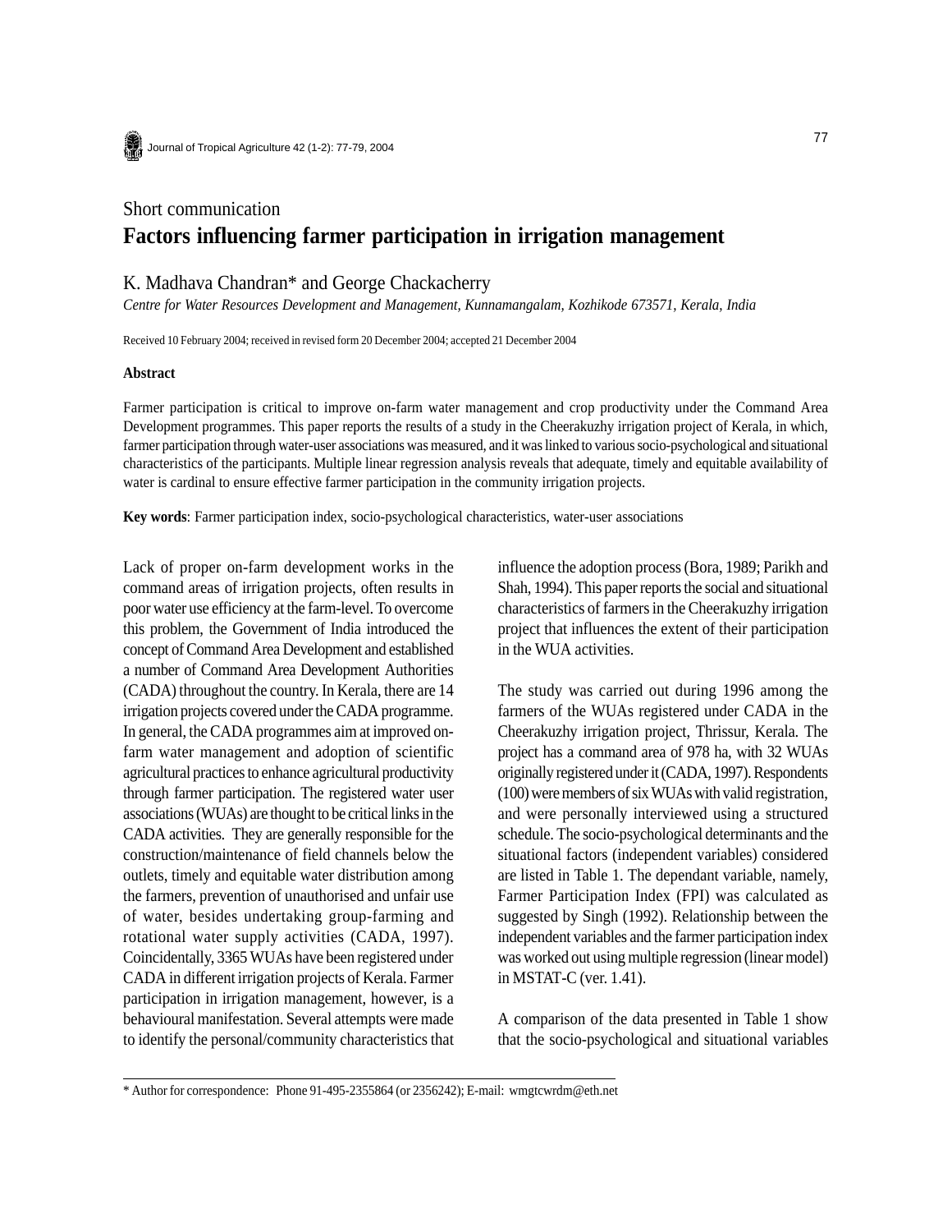Short communication

# Factors influencing farmer participation in irrigation management

K. Madhava Chandran* and George Chackacherry

*Centre for Water Resources Development and Management, Kunnamangalam, Kozhikode 673571, Kerala, India*

Received 10 February 2004; received in revised form 20 December 2004; accepted 21 December 2004

### Abstract

Farmer participation is critical to improve on-farm water management and crop productivity under the Command Area Development programmes. This paper reports the results of a study in the Cheerakuzhy irrigation project of Kerala, in which, farmer participation through water-user associations was measured, and it was linked to various socio-psychological and situational characteristics of the participants. Multiple linear regression analysis reveals that adequate, timely and equitable availability of water is cardinal to ensure effective farmer participation in the community irrigation projects.

**Key words**: Farmer participation index, socio-psychological characteristics, water-user associations

Lack of proper on-farm development works in the command areas of irrigation projects, often results in poor water use efficiency at the farm-level. To overcome this problem, the Government of India introduced the concept of Command Area Development and established a number of Command Area Development Authorities (CADA) throughout the country. In Kerala, there are 14 irrigation projects covered under the CADA programme. In general, the CADA programmes aim at improved on-farm water management and adoption of scientific agricultural practices to enhance agricultural productivity through farmer participation. The registered water user associations (WUAs) are thought to be critical links in the CADA activities. They are generally responsible for the construction/maintenance of field channels below the outlets, timely and equitable water distribution among the farmers, prevention of unauthorised and unfair use of water, besides undertaking group-farming and rotational water supply activities (CADA, 1997). Coincidentally, 3365 WUAs have been registered under CADA in different irrigation projects of Kerala. Farmer participation in irrigation management, however, is a behavioural manifestation. Several attempts were made to identify the personal/community characteristics that influence the adoption process (Bora, 1989; Parikh and Shah, 1994). This paper reports the social and situational characteristics of farmers in the Cheerakuzhy irrigation project that influences the extent of their participation in the WUA activities.

The study was carried out during 1996 among the farmers of the WUAs registered under CADA in the Cheerakuzhy irrigation project, Thrissur, Kerala. The project has a command area of 978 ha, with 32 WUAs originally registered under it (CADA, 1997). Respondents (100) were members of six WUAs with valid registration, and were personally interviewed using a structured schedule. The socio-psychological determinants and the situational factors (independent variables) considered are listed in Table 1. The dependant variable, namely, Farmer Participation Index (FPI) was calculated as suggested by Singh (1992). Relationship between the independent variables and the farmer participation index was worked out using multiple regression (linear model) in MSTAT-C (ver. 1.41).

A comparison of the data presented in Table 1 show that the socio-psychological and situational variables

* Author for correspondence: Phone 91-495-2355864 (or 2356242); E-mail: wmgtcwrdm@eth.net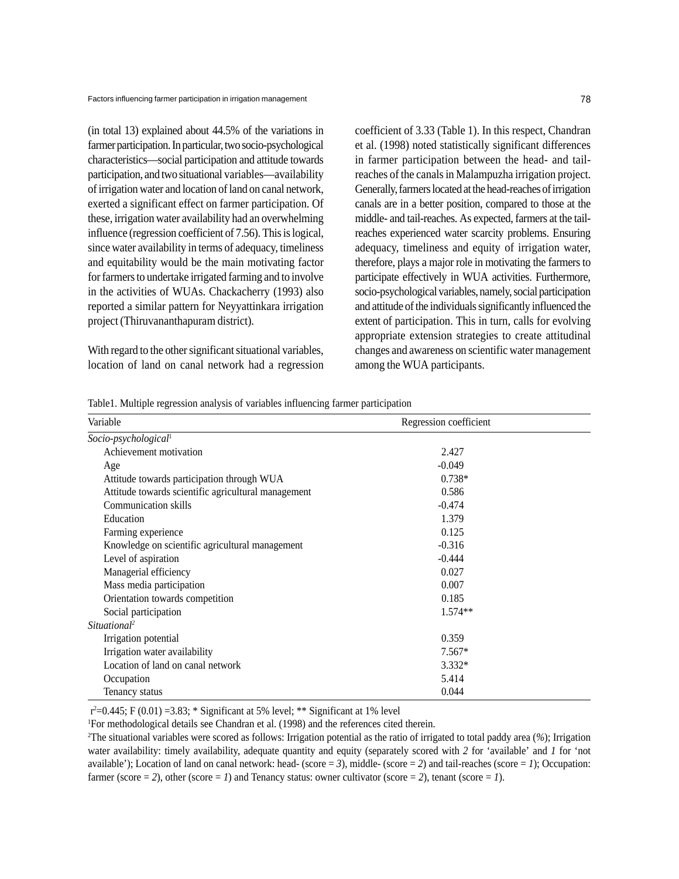(in total 13) explained about 44.5% of the variations in farmer participation. In particular, two socio-psychological characteristics—social participation and attitude towards participation, and two situational variables—availability of irrigation water and location of land on canal network, exerted a significant effect on farmer participation. Of these, irrigation water availability had an overwhelming influence (regression coefficient of 7.56). This is logical, since water availability in terms of adequacy, timeliness and equitability would be the main motivating factor for farmers to undertake irrigated farming and to involve in the activities of WUAs. Chackacherry (1993) also reported a similar pattern for Neyyattinkara irrigation project (Thiruvananthapuram district).

With regard to the other significant situational variables, location of land on canal network had a regression coefficient of 3.33 (Table 1). In this respect, Chandran et al. (1998) noted statistically significant differences in farmer participation between the head- and tail-reaches of the canals in Malampuzha irrigation project. Generally, farmers located at the head-reaches of irrigation canals are in a better position, compared to those at the middle- and tail-reaches. As expected, farmers at the tail-reaches experienced water scarcity problems. Ensuring adequacy, timeliness and equity of irrigation water, therefore, plays a major role in motivating the farmers to participate effectively in WUA activities. Furthermore, socio-psychological variables, namely, social participation and attitude of the individuals significantly influenced the extent of participation. This in turn, calls for evolving appropriate extension strategies to create attitudinal changes and awareness on scientific water management among the WUA participants.

Table1. Multiple regression analysis of variables influencing farmer participation

| Variable | Regression coefficient |
|---|---|
| *Socio-psychological*[1] | |
| Achievement motivation | 2.427 |
| Age | -0.049 |
| Attitude towards participation through WUA | 0.738* |
| Attitude towards scientific agricultural management | 0.586 |
| Communication skills | -0.474 |
| Education | 1.379 |
| Farming experience | 0.125 |
| Knowledge on scientific agricultural management | -0.316 |
| Level of aspiration | -0.444 |
| Managerial efficiency | 0.027 |
| Mass media participation | 0.007 |
| Orientation towards competition | 0.185 |
| Social participation | 1.574** |
| *Situational*[2] | |
| Irrigation potential | 0.359 |
| Irrigation water availability | 7.567* |
| Location of land on canal network | 3.332* |
| Occupation | 5.414 |
| Tenancy status | 0.044 |

$r^2$=0.445; F (0.01) =3.83; * Significant at 5% level; ** Significant at 1% level

[1]For methodological details see Chandran et al. (1998) and the references cited therein.

[2]The situational variables were scored as follows: Irrigation potential as the ratio of irrigated to total paddy area (%); Irrigation water availability: timely availability, adequate quantity and equity (separately scored with *2* for 'available' and *1* for 'not available'); Location of land on canal network: head- (score = *3*), middle- (score = *2*) and tail-reaches (score = *1*); Occupation: farmer (score = *2*), other (score = *1*) and Tenancy status: owner cultivator (score = *2*), tenant (score = *1*).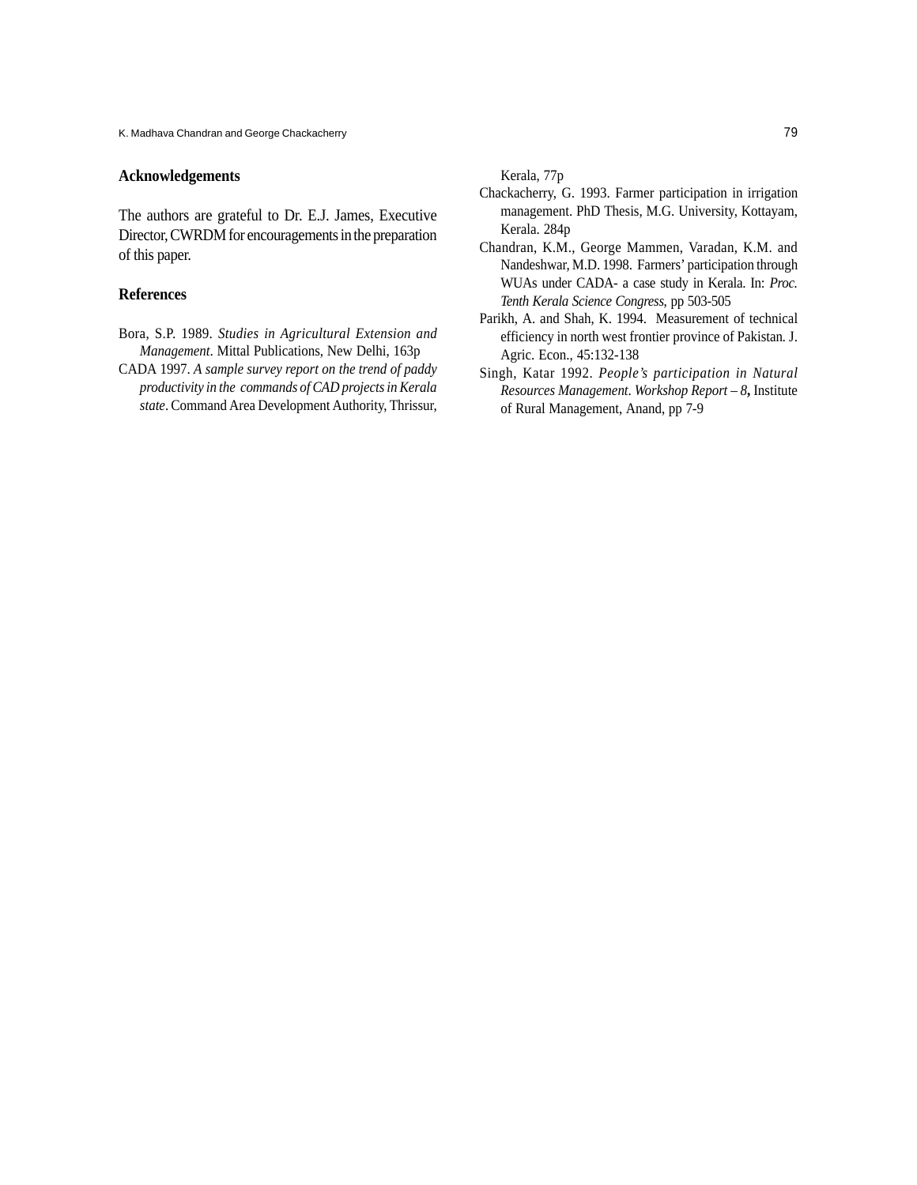## Acknowledgements

The authors are grateful to Dr. E.J. James, Executive Director, CWRDM for encouragements in the preparation of this paper.

## References

Bora, S.P. 1989. *Studies in Agricultural Extension and Management*. Mittal Publications, New Delhi, 163p

CADA 1997. *A sample survey report on the trend of paddy productivity in the commands of CAD projects in Kerala state*. Command Area Development Authority, Thrissur, Kerala, 77p

Chackacherry, G. 1993. Farmer participation in irrigation management. PhD Thesis, M.G. University, Kottayam, Kerala. 284p

Chandran, K.M., George Mammen, Varadan, K.M. and Nandeshwar, M.D. 1998. Farmers' participation through WUAs under CADA- a case study in Kerala. In: *Proc. Tenth Kerala Science Congress*, pp 503-505

Parikh, A. and Shah, K. 1994. Measurement of technical efficiency in north west frontier province of Pakistan. J. Agric. Econ., 45:132-138

Singh, Katar 1992. *People's participation in Natural Resources Management*. *Workshop Report – 8*, Institute of Rural Management, Anand, pp 7-9